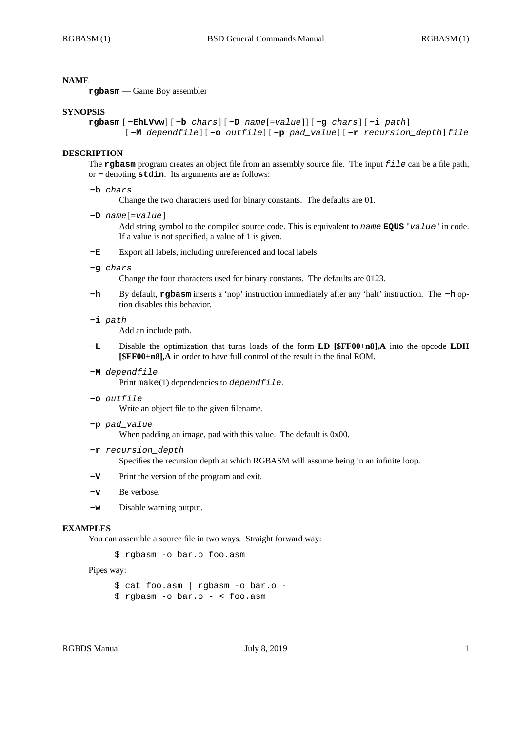## NAME

**rgbasm** — Game Boy assembler

## SYNOPSIS

**rgbasm** [ **−EhLVvw** ] [ **−b** *chars* ] [ **−D** *name*[=*value*]] [ **−g** *chars* ] [ **−i** *path* ] [ **−M** *dependfile* ] [ **−o** *outfile* ] [ **−p** *pad_value* ] [ **−r** *recursion_depth* ] *file*

## DESCRIPTION

The **rgbasm** program creates an object file from an assembly source file. The input *file* can be a file path, or **−** denoting **stdin**. Its arguments are as follows:

**−b** *chars*
: Change the two characters used for binary constants. The defaults are 01.

**−D** *name*[=*value*]
: Add string symbol to the compiled source code. This is equivalent to *name* **EQUS** "*value*" in code. If a value is not specified, a value of 1 is given.

**−E**
: Export all labels, including unreferenced and local labels.

**−g** *chars*
: Change the four characters used for binary constants. The defaults are 0123.

**−h**
: By default, **rgbasm** inserts a 'nop' instruction immediately after any 'halt' instruction. The **−h** option disables this behavior.

**−i** *path*
: Add an include path.

**−L**
: Disable the optimization that turns loads of the form **LD [$FF00+n8],A** into the opcode **LDH [$FF00+n8],A** in order to have full control of the result in the final ROM.

**−M** *dependfile*
: Print make(1) dependencies to *dependfile*.

**−o** *outfile*
: Write an object file to the given filename.

**−p** *pad_value*
: When padding an image, pad with this value. The default is 0x00.

**−r** *recursion_depth*
: Specifies the recursion depth at which RGBASM will assume being in an infinite loop.

**−V**
: Print the version of the program and exit.

**−v**
: Be verbose.

**−w**
: Disable warning output.

## EXAMPLES

You can assemble a source file in two ways. Straight forward way:

```
$ rgbasm -o bar.o foo.asm
```

Pipes way:

```
$ cat foo.asm | rgbasm -o bar.o -
$ rgbasm -o bar.o - < foo.asm
```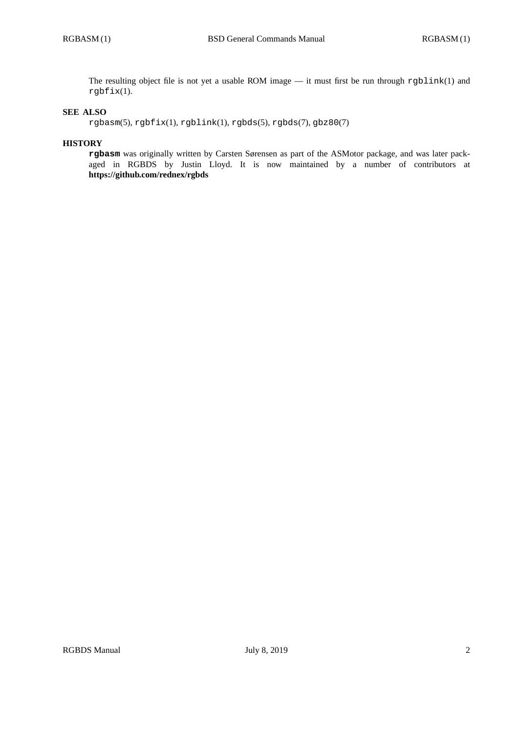The resulting object file is not yet a usable ROM image — it must first be run through `rgblink`(1) and `rgbfix`(1).

## SEE ALSO

`rgbasm`(5), `rgbfix`(1), `rgblink`(1), `rgbds`(5), `rgbds`(7), `gbz80`(7)

## HISTORY

**`rgbasm`** was originally written by Carsten Sørensen as part of the ASMotor package, and was later packaged in RGBDS by Justin Lloyd. It is now maintained by a number of contributors at **https://github.com/rednex/rgbds**